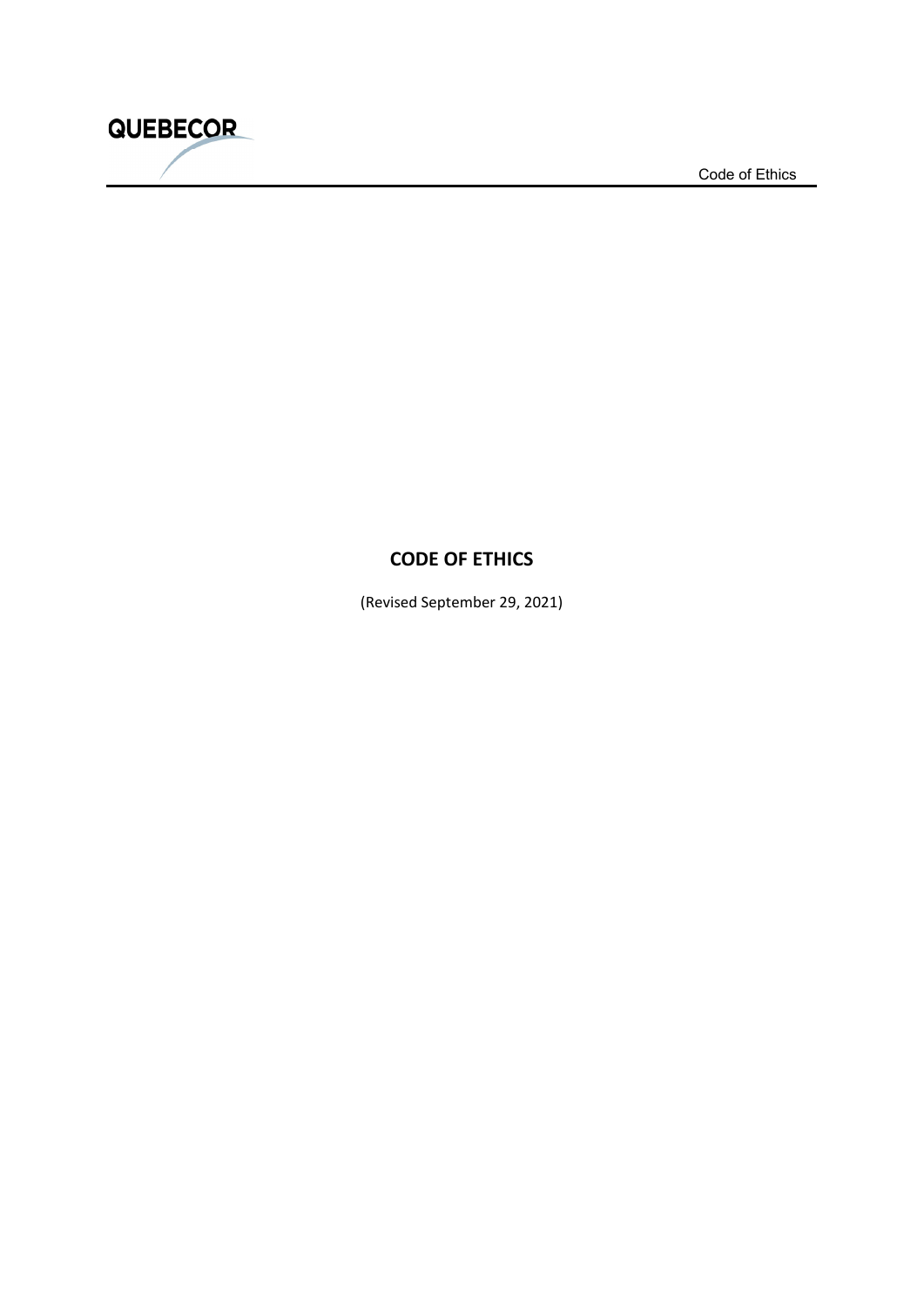# CODE OF ETHICS

(Revised September 29, 2021)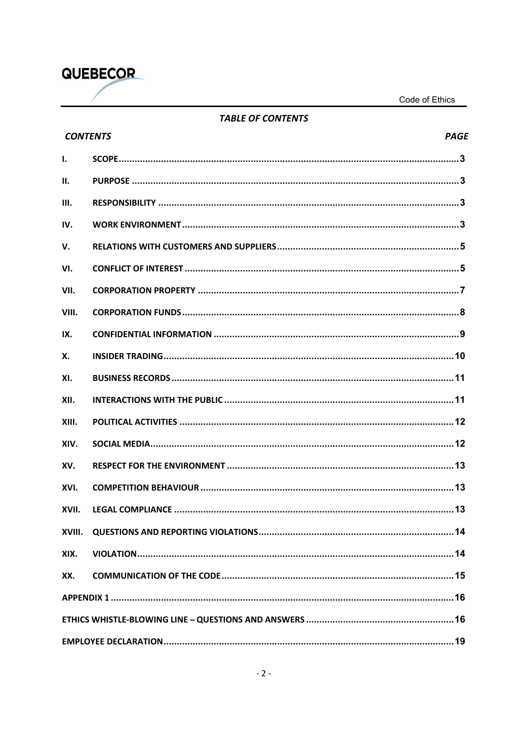## *TABLE OF CONTENTS*

| *CONTENTS* | | *PAGE* |
|---|---|---|
| I. | SCOPE | 3 |
| II. | PURPOSE | 3 |
| III. | RESPONSIBILITY | 3 |
| IV. | WORK ENVIRONMENT | 3 |
| V. | RELATIONS WITH CUSTOMERS AND SUPPLIERS | 5 |
| VI. | CONFLICT OF INTEREST | 5 |
| VII. | CORPORATION PROPERTY | 7 |
| VIII. | CORPORATION FUNDS | 8 |
| IX. | CONFIDENTIAL INFORMATION | 9 |
| X. | INSIDER TRADING | 10 |
| XI. | BUSINESS RECORDS | 11 |
| XII. | INTERACTIONS WITH THE PUBLIC | 11 |
| XIII. | POLITICAL ACTIVITIES | 12 |
| XIV. | SOCIAL MEDIA | 12 |
| XV. | RESPECT FOR THE ENVIRONMENT | 13 |
| XVI. | COMPETITION BEHAVIOUR | 13 |
| XVII. | LEGAL COMPLIANCE | 13 |
| XVIII. | QUESTIONS AND REPORTING VIOLATIONS | 14 |
| XIX. | VIOLATION | 14 |
| XX. | COMMUNICATION OF THE CODE | 15 |
| APPENDIX 1 | | 16 |
| ETHICS WHISTLE-BLOWING LINE – QUESTIONS AND ANSWERS | | 16 |
| EMPLOYEE DECLARATION | | 19 |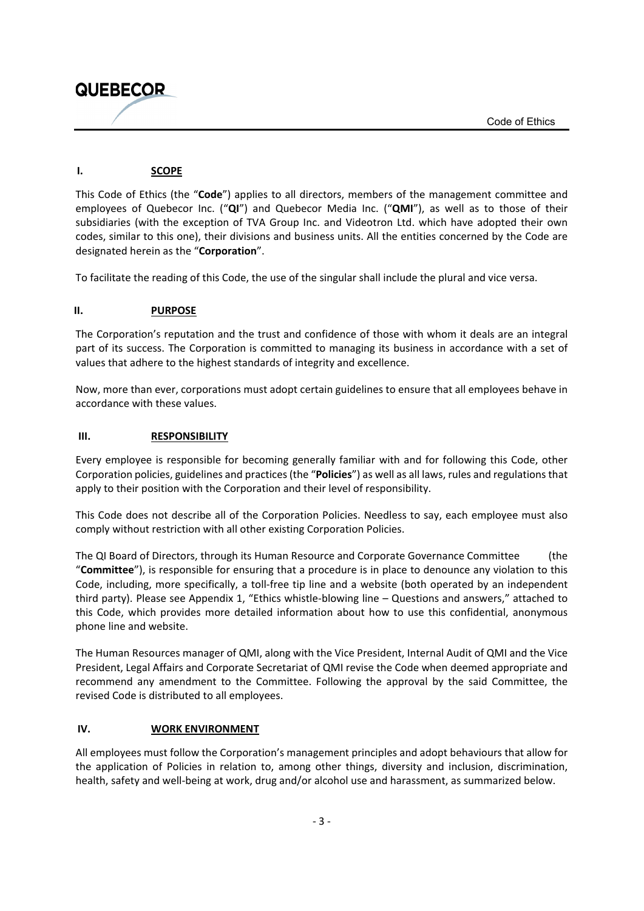## I. SCOPE

This Code of Ethics (the "**Code**") applies to all directors, members of the management committee and employees of Quebecor Inc. ("**QI**") and Quebecor Media Inc. ("**QMI**"), as well as to those of their subsidiaries (with the exception of TVA Group Inc. and Videotron Ltd. which have adopted their own codes, similar to this one), their divisions and business units. All the entities concerned by the Code are designated herein as the "**Corporation**".

To facilitate the reading of this Code, the use of the singular shall include the plural and vice versa.

## II. PURPOSE

The Corporation's reputation and the trust and confidence of those with whom it deals are an integral part of its success. The Corporation is committed to managing its business in accordance with a set of values that adhere to the highest standards of integrity and excellence.

Now, more than ever, corporations must adopt certain guidelines to ensure that all employees behave in accordance with these values.

## III. RESPONSIBILITY

Every employee is responsible for becoming generally familiar with and for following this Code, other Corporation policies, guidelines and practices (the "**Policies**") as well as all laws, rules and regulations that apply to their position with the Corporation and their level of responsibility.

This Code does not describe all of the Corporation Policies. Needless to say, each employee must also comply without restriction with all other existing Corporation Policies.

The QI Board of Directors, through its Human Resource and Corporate Governance Committee (the "**Committee**"), is responsible for ensuring that a procedure is in place to denounce any violation to this Code, including, more specifically, a toll-free tip line and a website (both operated by an independent third party). Please see Appendix 1, "Ethics whistle-blowing line – Questions and answers," attached to this Code, which provides more detailed information about how to use this confidential, anonymous phone line and website.

The Human Resources manager of QMI, along with the Vice President, Internal Audit of QMI and the Vice President, Legal Affairs and Corporate Secretariat of QMI revise the Code when deemed appropriate and recommend any amendment to the Committee. Following the approval by the said Committee, the revised Code is distributed to all employees.

## IV. WORK ENVIRONMENT

All employees must follow the Corporation's management principles and adopt behaviours that allow for the application of Policies in relation to, among other things, diversity and inclusion, discrimination, health, safety and well-being at work, drug and/or alcohol use and harassment, as summarized below.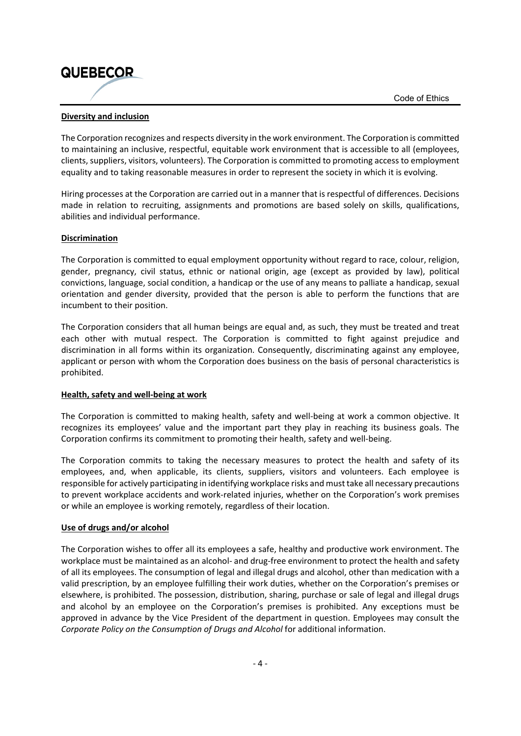## Diversity and inclusion

The Corporation recognizes and respects diversity in the work environment. The Corporation is committed to maintaining an inclusive, respectful, equitable work environment that is accessible to all (employees, clients, suppliers, visitors, volunteers). The Corporation is committed to promoting access to employment equality and to taking reasonable measures in order to represent the society in which it is evolving.

Hiring processes at the Corporation are carried out in a manner that is respectful of differences. Decisions made in relation to recruiting, assignments and promotions are based solely on skills, qualifications, abilities and individual performance.

## Discrimination

The Corporation is committed to equal employment opportunity without regard to race, colour, religion, gender, pregnancy, civil status, ethnic or national origin, age (except as provided by law), political convictions, language, social condition, a handicap or the use of any means to palliate a handicap, sexual orientation and gender diversity, provided that the person is able to perform the functions that are incumbent to their position.

The Corporation considers that all human beings are equal and, as such, they must be treated and treat each other with mutual respect. The Corporation is committed to fight against prejudice and discrimination in all forms within its organization. Consequently, discriminating against any employee, applicant or person with whom the Corporation does business on the basis of personal characteristics is prohibited.

## Health, safety and well-being at work

The Corporation is committed to making health, safety and well-being at work a common objective. It recognizes its employees' value and the important part they play in reaching its business goals. The Corporation confirms its commitment to promoting their health, safety and well-being.

The Corporation commits to taking the necessary measures to protect the health and safety of its employees, and, when applicable, its clients, suppliers, visitors and volunteers. Each employee is responsible for actively participating in identifying workplace risks and must take all necessary precautions to prevent workplace accidents and work-related injuries, whether on the Corporation's work premises or while an employee is working remotely, regardless of their location.

## Use of drugs and/or alcohol

The Corporation wishes to offer all its employees a safe, healthy and productive work environment. The workplace must be maintained as an alcohol- and drug-free environment to protect the health and safety of all its employees. The consumption of legal and illegal drugs and alcohol, other than medication with a valid prescription, by an employee fulfilling their work duties, whether on the Corporation's premises or elsewhere, is prohibited. The possession, distribution, sharing, purchase or sale of legal and illegal drugs and alcohol by an employee on the Corporation's premises is prohibited. Any exceptions must be approved in advance by the Vice President of the department in question. Employees may consult the *Corporate Policy on the Consumption of Drugs and Alcohol* for additional information.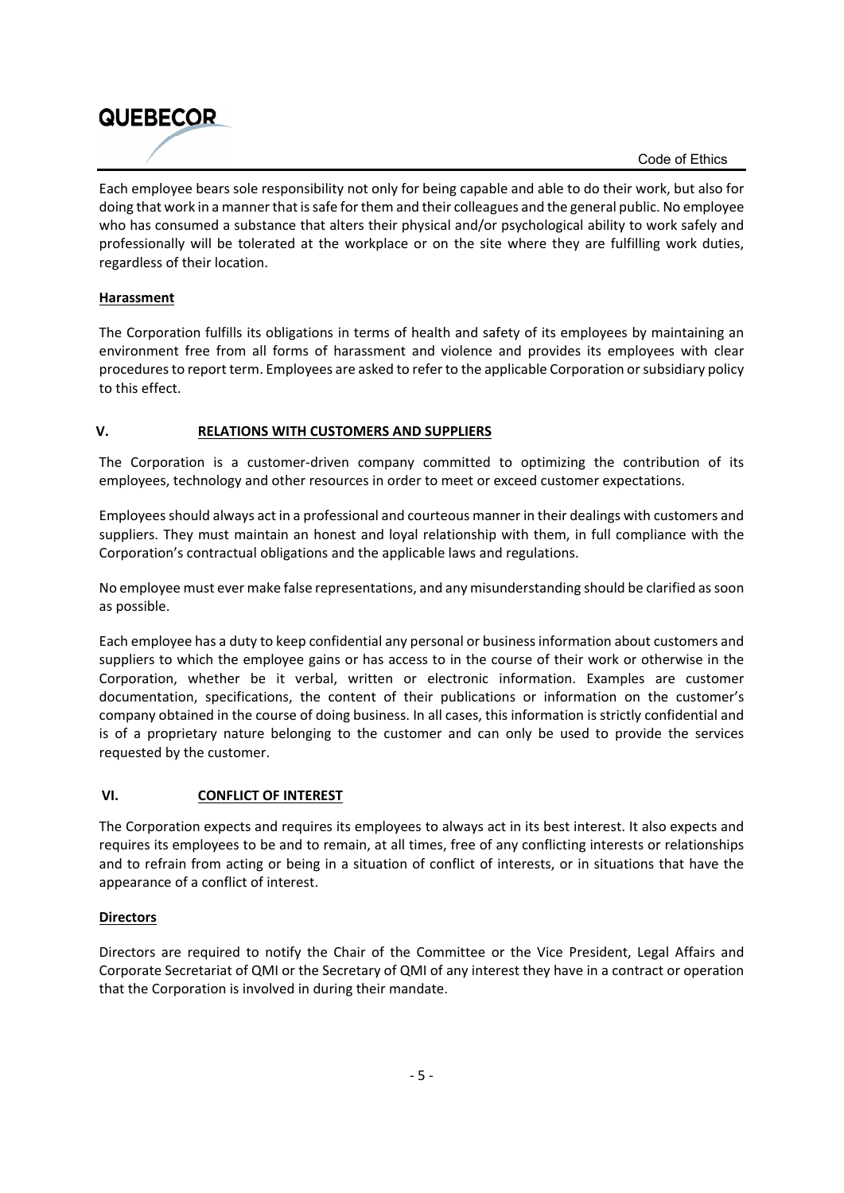Each employee bears sole responsibility not only for being capable and able to do their work, but also for doing that work in a manner that is safe for them and their colleagues and the general public. No employee who has consumed a substance that alters their physical and/or psychological ability to work safely and professionally will be tolerated at the workplace or on the site where they are fulfilling work duties, regardless of their location.

**Harassment**

The Corporation fulfills its obligations in terms of health and safety of its employees by maintaining an environment free from all forms of harassment and violence and provides its employees with clear procedures to report term. Employees are asked to refer to the applicable Corporation or subsidiary policy to this effect.

## V. RELATIONS WITH CUSTOMERS AND SUPPLIERS

The Corporation is a customer-driven company committed to optimizing the contribution of its employees, technology and other resources in order to meet or exceed customer expectations.

Employees should always act in a professional and courteous manner in their dealings with customers and suppliers. They must maintain an honest and loyal relationship with them, in full compliance with the Corporation's contractual obligations and the applicable laws and regulations.

No employee must ever make false representations, and any misunderstanding should be clarified as soon as possible.

Each employee has a duty to keep confidential any personal or business information about customers and suppliers to which the employee gains or has access to in the course of their work or otherwise in the Corporation, whether be it verbal, written or electronic information. Examples are customer documentation, specifications, the content of their publications or information on the customer's company obtained in the course of doing business. In all cases, this information is strictly confidential and is of a proprietary nature belonging to the customer and can only be used to provide the services requested by the customer.

## VI. CONFLICT OF INTEREST

The Corporation expects and requires its employees to always act in its best interest. It also expects and requires its employees to be and to remain, at all times, free of any conflicting interests or relationships and to refrain from acting or being in a situation of conflict of interests, or in situations that have the appearance of a conflict of interest.

**Directors**

Directors are required to notify the Chair of the Committee or the Vice President, Legal Affairs and Corporate Secretariat of QMI or the Secretary of QMI of any interest they have in a contract or operation that the Corporation is involved in during their mandate.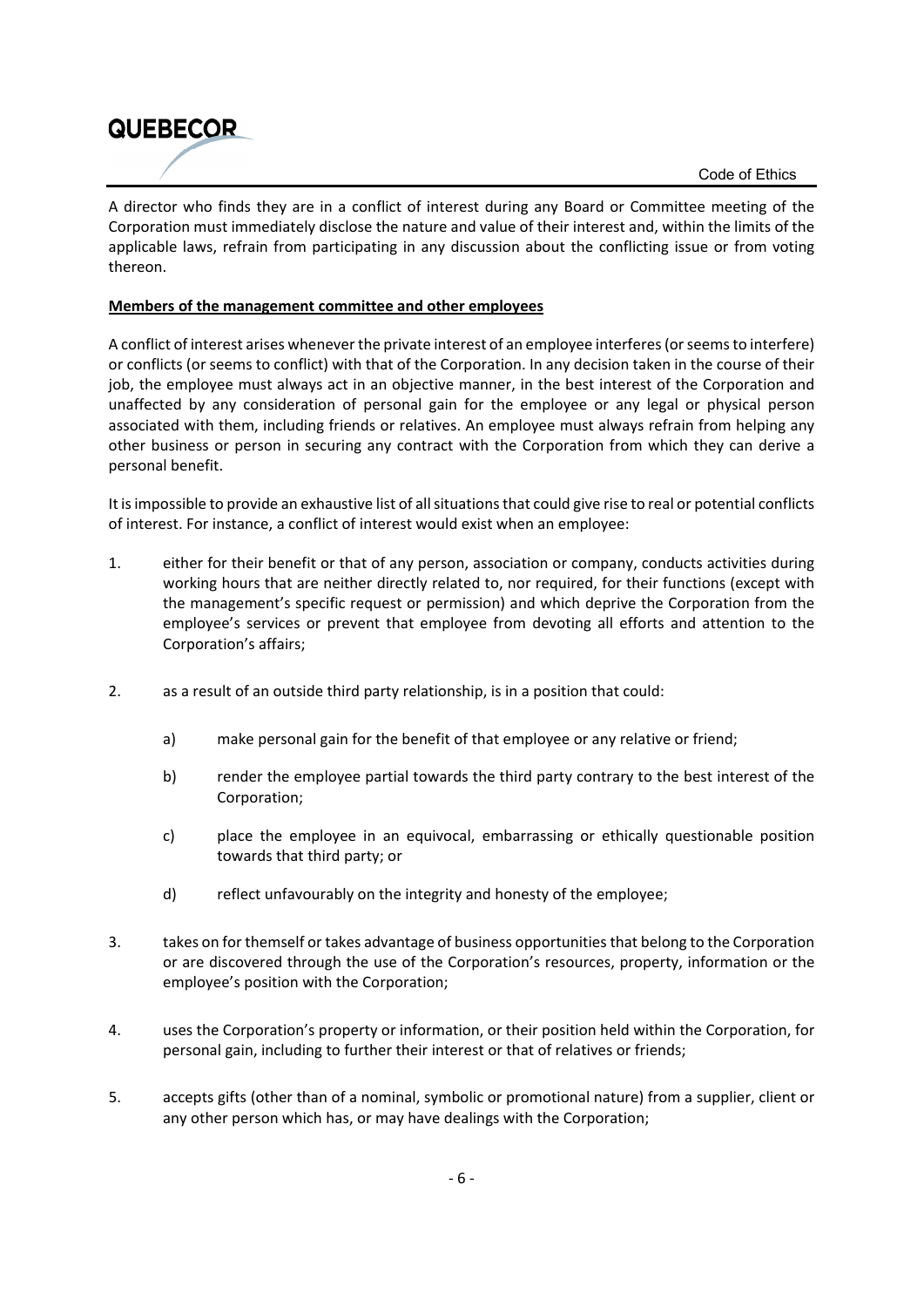A director who finds they are in a conflict of interest during any Board or Committee meeting of the Corporation must immediately disclose the nature and value of their interest and, within the limits of the applicable laws, refrain from participating in any discussion about the conflicting issue or from voting thereon.

**Members of the management committee and other employees**

A conflict of interest arises whenever the private interest of an employee interferes (or seems to interfere) or conflicts (or seems to conflict) with that of the Corporation. In any decision taken in the course of their job, the employee must always act in an objective manner, in the best interest of the Corporation and unaffected by any consideration of personal gain for the employee or any legal or physical person associated with them, including friends or relatives. An employee must always refrain from helping any other business or person in securing any contract with the Corporation from which they can derive a personal benefit.

It is impossible to provide an exhaustive list of all situations that could give rise to real or potential conflicts of interest. For instance, a conflict of interest would exist when an employee:

1. either for their benefit or that of any person, association or company, conducts activities during working hours that are neither directly related to, nor required, for their functions (except with the management's specific request or permission) and which deprive the Corporation from the employee's services or prevent that employee from devoting all efforts and attention to the Corporation's affairs;

2. as a result of an outside third party relationship, is in a position that could:

   a) make personal gain for the benefit of that employee or any relative or friend;

   b) render the employee partial towards the third party contrary to the best interest of the Corporation;

   c) place the employee in an equivocal, embarrassing or ethically questionable position towards that third party; or

   d) reflect unfavourably on the integrity and honesty of the employee;

3. takes on for themself or takes advantage of business opportunities that belong to the Corporation or are discovered through the use of the Corporation's resources, property, information or the employee's position with the Corporation;

4. uses the Corporation's property or information, or their position held within the Corporation, for personal gain, including to further their interest or that of relatives or friends;

5. accepts gifts (other than of a nominal, symbolic or promotional nature) from a supplier, client or any other person which has, or may have dealings with the Corporation;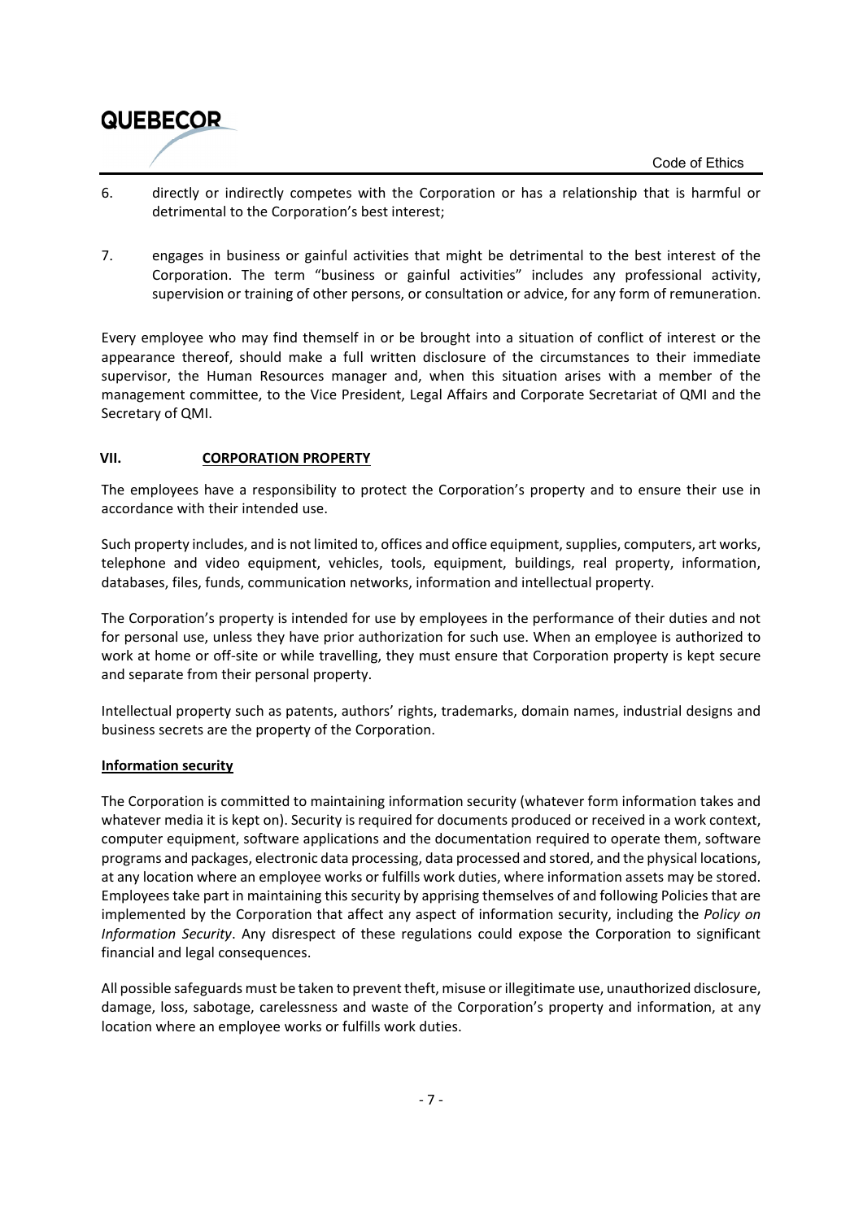6. directly or indirectly competes with the Corporation or has a relationship that is harmful or detrimental to the Corporation's best interest;

7. engages in business or gainful activities that might be detrimental to the best interest of the Corporation. The term "business or gainful activities" includes any professional activity, supervision or training of other persons, or consultation or advice, for any form of remuneration.

Every employee who may find themself in or be brought into a situation of conflict of interest or the appearance thereof, should make a full written disclosure of the circumstances to their immediate supervisor, the Human Resources manager and, when this situation arises with a member of the management committee, to the Vice President, Legal Affairs and Corporate Secretariat of QMI and the Secretary of QMI.

## VII. <u>CORPORATION PROPERTY</u>

The employees have a responsibility to protect the Corporation's property and to ensure their use in accordance with their intended use.

Such property includes, and is not limited to, offices and office equipment, supplies, computers, art works, telephone and video equipment, vehicles, tools, equipment, buildings, real property, information, databases, files, funds, communication networks, information and intellectual property.

The Corporation's property is intended for use by employees in the performance of their duties and not for personal use, unless they have prior authorization for such use. When an employee is authorized to work at home or off-site or while travelling, they must ensure that Corporation property is kept secure and separate from their personal property.

Intellectual property such as patents, authors' rights, trademarks, domain names, industrial designs and business secrets are the property of the Corporation.

### <u>Information security</u>

The Corporation is committed to maintaining information security (whatever form information takes and whatever media it is kept on). Security is required for documents produced or received in a work context, computer equipment, software applications and the documentation required to operate them, software programs and packages, electronic data processing, data processed and stored, and the physical locations, at any location where an employee works or fulfills work duties, where information assets may be stored. Employees take part in maintaining this security by apprising themselves of and following Policies that are implemented by the Corporation that affect any aspect of information security, including the *Policy on Information Security*. Any disrespect of these regulations could expose the Corporation to significant financial and legal consequences.

All possible safeguards must be taken to prevent theft, misuse or illegitimate use, unauthorized disclosure, damage, loss, sabotage, carelessness and waste of the Corporation's property and information, at any location where an employee works or fulfills work duties.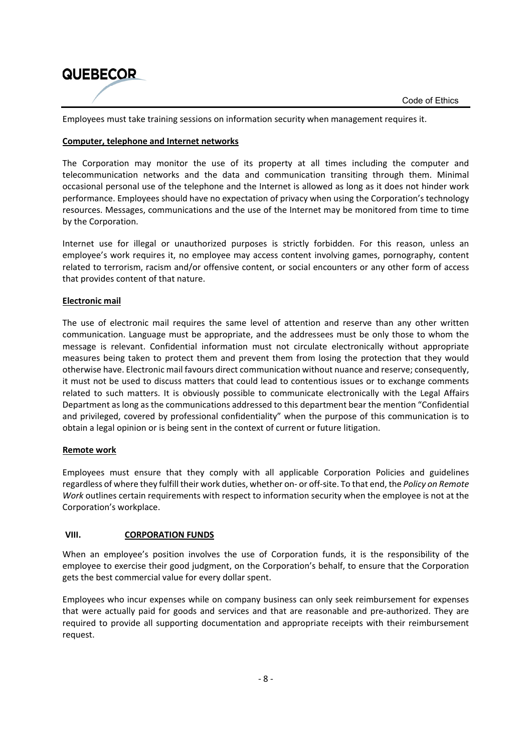Employees must take training sessions on information security when management requires it.

**Computer, telephone and Internet networks**

The Corporation may monitor the use of its property at all times including the computer and telecommunication networks and the data and communication transiting through them. Minimal occasional personal use of the telephone and the Internet is allowed as long as it does not hinder work performance. Employees should have no expectation of privacy when using the Corporation's technology resources. Messages, communications and the use of the Internet may be monitored from time to time by the Corporation.

Internet use for illegal or unauthorized purposes is strictly forbidden. For this reason, unless an employee's work requires it, no employee may access content involving games, pornography, content related to terrorism, racism and/or offensive content, or social encounters or any other form of access that provides content of that nature.

**Electronic mail**

The use of electronic mail requires the same level of attention and reserve than any other written communication. Language must be appropriate, and the addressees must be only those to whom the message is relevant. Confidential information must not circulate electronically without appropriate measures being taken to protect them and prevent them from losing the protection that they would otherwise have. Electronic mail favours direct communication without nuance and reserve; consequently, it must not be used to discuss matters that could lead to contentious issues or to exchange comments related to such matters. It is obviously possible to communicate electronically with the Legal Affairs Department as long as the communications addressed to this department bear the mention "Confidential and privileged, covered by professional confidentiality" when the purpose of this communication is to obtain a legal opinion or is being sent in the context of current or future litigation.

**Remote work**

Employees must ensure that they comply with all applicable Corporation Policies and guidelines regardless of where they fulfill their work duties, whether on- or off-site. To that end, the *Policy on Remote Work* outlines certain requirements with respect to information security when the employee is not at the Corporation's workplace.

## VIII. CORPORATION FUNDS

When an employee's position involves the use of Corporation funds, it is the responsibility of the employee to exercise their good judgment, on the Corporation's behalf, to ensure that the Corporation gets the best commercial value for every dollar spent.

Employees who incur expenses while on company business can only seek reimbursement for expenses that were actually paid for goods and services and that are reasonable and pre-authorized. They are required to provide all supporting documentation and appropriate receipts with their reimbursement request.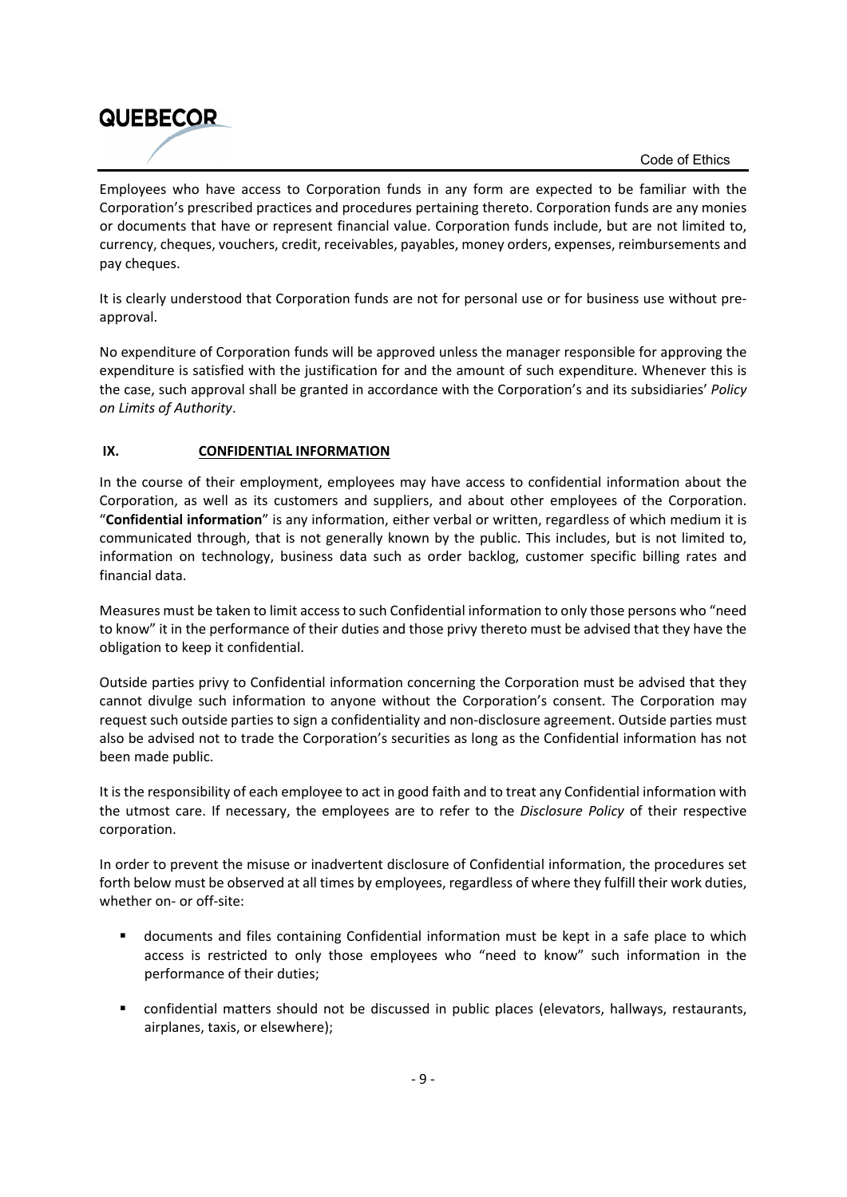Employees who have access to Corporation funds in any form are expected to be familiar with the Corporation's prescribed practices and procedures pertaining thereto. Corporation funds are any monies or documents that have or represent financial value. Corporation funds include, but are not limited to, currency, cheques, vouchers, credit, receivables, payables, money orders, expenses, reimbursements and pay cheques.

It is clearly understood that Corporation funds are not for personal use or for business use without pre-approval.

No expenditure of Corporation funds will be approved unless the manager responsible for approving the expenditure is satisfied with the justification for and the amount of such expenditure. Whenever this is the case, such approval shall be granted in accordance with the Corporation's and its subsidiaries' *Policy on Limits of Authority*.

## IX. CONFIDENTIAL INFORMATION

In the course of their employment, employees may have access to confidential information about the Corporation, as well as its customers and suppliers, and about other employees of the Corporation. "**Confidential information**" is any information, either verbal or written, regardless of which medium it is communicated through, that is not generally known by the public. This includes, but is not limited to, information on technology, business data such as order backlog, customer specific billing rates and financial data.

Measures must be taken to limit access to such Confidential information to only those persons who "need to know" it in the performance of their duties and those privy thereto must be advised that they have the obligation to keep it confidential.

Outside parties privy to Confidential information concerning the Corporation must be advised that they cannot divulge such information to anyone without the Corporation's consent. The Corporation may request such outside parties to sign a confidentiality and non-disclosure agreement. Outside parties must also be advised not to trade the Corporation's securities as long as the Confidential information has not been made public.

It is the responsibility of each employee to act in good faith and to treat any Confidential information with the utmost care. If necessary, the employees are to refer to the *Disclosure Policy* of their respective corporation.

In order to prevent the misuse or inadvertent disclosure of Confidential information, the procedures set forth below must be observed at all times by employees, regardless of where they fulfill their work duties, whether on- or off-site:

- documents and files containing Confidential information must be kept in a safe place to which access is restricted to only those employees who "need to know" such information in the performance of their duties;
- confidential matters should not be discussed in public places (elevators, hallways, restaurants, airplanes, taxis, or elsewhere);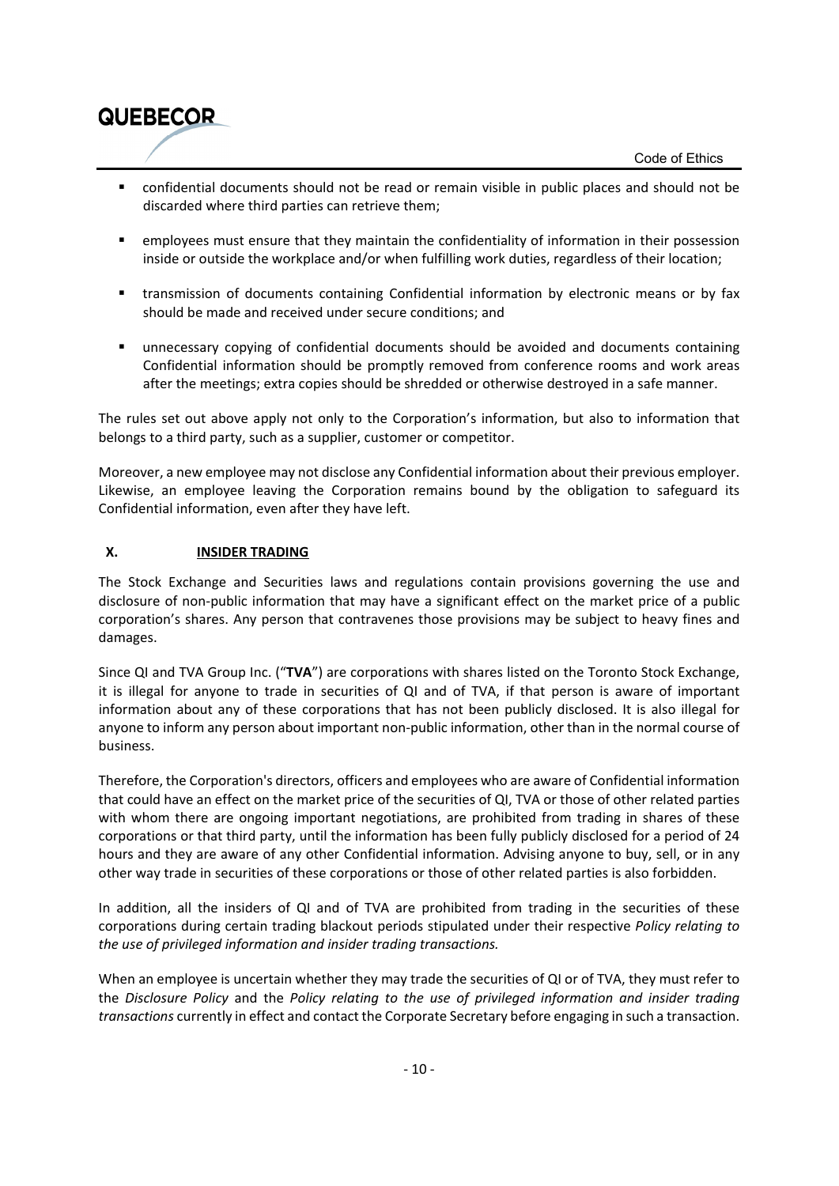- confidential documents should not be read or remain visible in public places and should not be discarded where third parties can retrieve them;
- employees must ensure that they maintain the confidentiality of information in their possession inside or outside the workplace and/or when fulfilling work duties, regardless of their location;
- transmission of documents containing Confidential information by electronic means or by fax should be made and received under secure conditions; and
- unnecessary copying of confidential documents should be avoided and documents containing Confidential information should be promptly removed from conference rooms and work areas after the meetings; extra copies should be shredded or otherwise destroyed in a safe manner.

The rules set out above apply not only to the Corporation's information, but also to information that belongs to a third party, such as a supplier, customer or competitor.

Moreover, a new employee may not disclose any Confidential information about their previous employer. Likewise, an employee leaving the Corporation remains bound by the obligation to safeguard its Confidential information, even after they have left.

## X. INSIDER TRADING

The Stock Exchange and Securities laws and regulations contain provisions governing the use and disclosure of non-public information that may have a significant effect on the market price of a public corporation's shares. Any person that contravenes those provisions may be subject to heavy fines and damages.

Since QI and TVA Group Inc. ("**TVA**") are corporations with shares listed on the Toronto Stock Exchange, it is illegal for anyone to trade in securities of QI and of TVA, if that person is aware of important information about any of these corporations that has not been publicly disclosed. It is also illegal for anyone to inform any person about important non-public information, other than in the normal course of business.

Therefore, the Corporation's directors, officers and employees who are aware of Confidential information that could have an effect on the market price of the securities of QI, TVA or those of other related parties with whom there are ongoing important negotiations, are prohibited from trading in shares of these corporations or that third party, until the information has been fully publicly disclosed for a period of 24 hours and they are aware of any other Confidential information. Advising anyone to buy, sell, or in any other way trade in securities of these corporations or those of other related parties is also forbidden.

In addition, all the insiders of QI and of TVA are prohibited from trading in the securities of these corporations during certain trading blackout periods stipulated under their respective *Policy relating to the use of privileged information and insider trading transactions.*

When an employee is uncertain whether they may trade the securities of QI or of TVA, they must refer to the *Disclosure Policy* and the *Policy relating to the use of privileged information and insider trading transactions* currently in effect and contact the Corporate Secretary before engaging in such a transaction.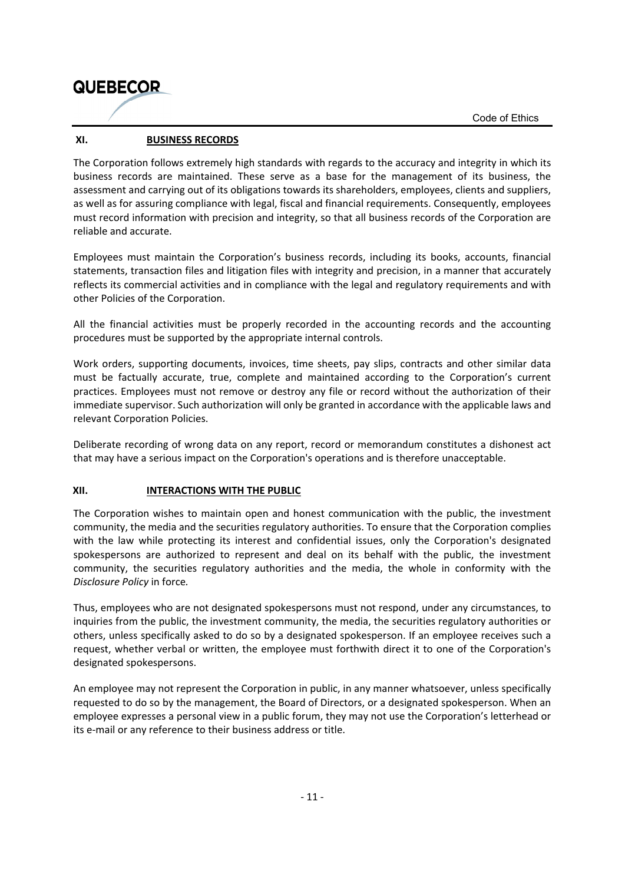## XI. BUSINESS RECORDS

The Corporation follows extremely high standards with regards to the accuracy and integrity in which its business records are maintained. These serve as a base for the management of its business, the assessment and carrying out of its obligations towards its shareholders, employees, clients and suppliers, as well as for assuring compliance with legal, fiscal and financial requirements. Consequently, employees must record information with precision and integrity, so that all business records of the Corporation are reliable and accurate.

Employees must maintain the Corporation's business records, including its books, accounts, financial statements, transaction files and litigation files with integrity and precision, in a manner that accurately reflects its commercial activities and in compliance with the legal and regulatory requirements and with other Policies of the Corporation.

All the financial activities must be properly recorded in the accounting records and the accounting procedures must be supported by the appropriate internal controls.

Work orders, supporting documents, invoices, time sheets, pay slips, contracts and other similar data must be factually accurate, true, complete and maintained according to the Corporation's current practices. Employees must not remove or destroy any file or record without the authorization of their immediate supervisor. Such authorization will only be granted in accordance with the applicable laws and relevant Corporation Policies.

Deliberate recording of wrong data on any report, record or memorandum constitutes a dishonest act that may have a serious impact on the Corporation's operations and is therefore unacceptable.

## XII. INTERACTIONS WITH THE PUBLIC

The Corporation wishes to maintain open and honest communication with the public, the investment community, the media and the securities regulatory authorities. To ensure that the Corporation complies with the law while protecting its interest and confidential issues, only the Corporation's designated spokespersons are authorized to represent and deal on its behalf with the public, the investment community, the securities regulatory authorities and the media, the whole in conformity with the *Disclosure Policy* in force.

Thus, employees who are not designated spokespersons must not respond, under any circumstances, to inquiries from the public, the investment community, the media, the securities regulatory authorities or others, unless specifically asked to do so by a designated spokesperson. If an employee receives such a request, whether verbal or written, the employee must forthwith direct it to one of the Corporation's designated spokespersons.

An employee may not represent the Corporation in public, in any manner whatsoever, unless specifically requested to do so by the management, the Board of Directors, or a designated spokesperson. When an employee expresses a personal view in a public forum, they may not use the Corporation's letterhead or its e-mail or any reference to their business address or title.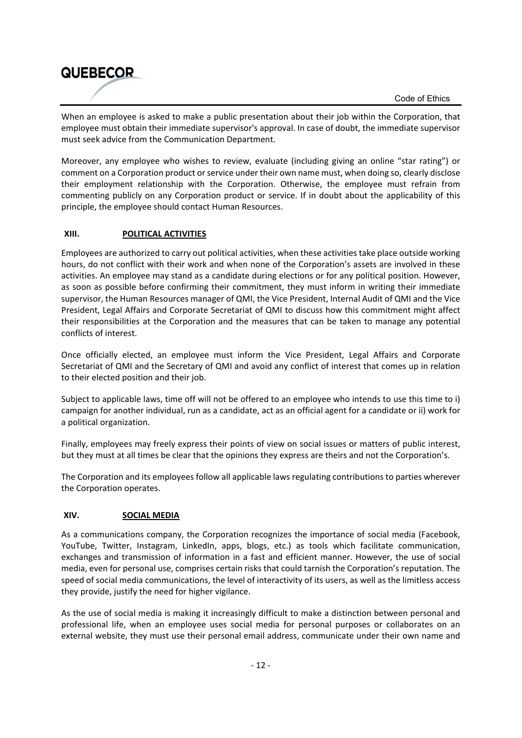When an employee is asked to make a public presentation about their job within the Corporation, that employee must obtain their immediate supervisor's approval. In case of doubt, the immediate supervisor must seek advice from the Communication Department.

Moreover, any employee who wishes to review, evaluate (including giving an online "star rating") or comment on a Corporation product or service under their own name must, when doing so, clearly disclose their employment relationship with the Corporation. Otherwise, the employee must refrain from commenting publicly on any Corporation product or service. If in doubt about the applicability of this principle, the employee should contact Human Resources.

## XIII. POLITICAL ACTIVITIES

Employees are authorized to carry out political activities, when these activities take place outside working hours, do not conflict with their work and when none of the Corporation's assets are involved in these activities. An employee may stand as a candidate during elections or for any political position. However, as soon as possible before confirming their commitment, they must inform in writing their immediate supervisor, the Human Resources manager of QMI, the Vice President, Internal Audit of QMI and the Vice President, Legal Affairs and Corporate Secretariat of QMI to discuss how this commitment might affect their responsibilities at the Corporation and the measures that can be taken to manage any potential conflicts of interest.

Once officially elected, an employee must inform the Vice President, Legal Affairs and Corporate Secretariat of QMI and the Secretary of QMI and avoid any conflict of interest that comes up in relation to their elected position and their job.

Subject to applicable laws, time off will not be offered to an employee who intends to use this time to i) campaign for another individual, run as a candidate, act as an official agent for a candidate or ii) work for a political organization.

Finally, employees may freely express their points of view on social issues or matters of public interest, but they must at all times be clear that the opinions they express are theirs and not the Corporation's.

The Corporation and its employees follow all applicable laws regulating contributions to parties wherever the Corporation operates.

## XIV. SOCIAL MEDIA

As a communications company, the Corporation recognizes the importance of social media (Facebook, YouTube, Twitter, Instagram, LinkedIn, apps, blogs, etc.) as tools which facilitate communication, exchanges and transmission of information in a fast and efficient manner. However, the use of social media, even for personal use, comprises certain risks that could tarnish the Corporation's reputation. The speed of social media communications, the level of interactivity of its users, as well as the limitless access they provide, justify the need for higher vigilance.

As the use of social media is making it increasingly difficult to make a distinction between personal and professional life, when an employee uses social media for personal purposes or collaborates on an external website, they must use their personal email address, communicate under their own name and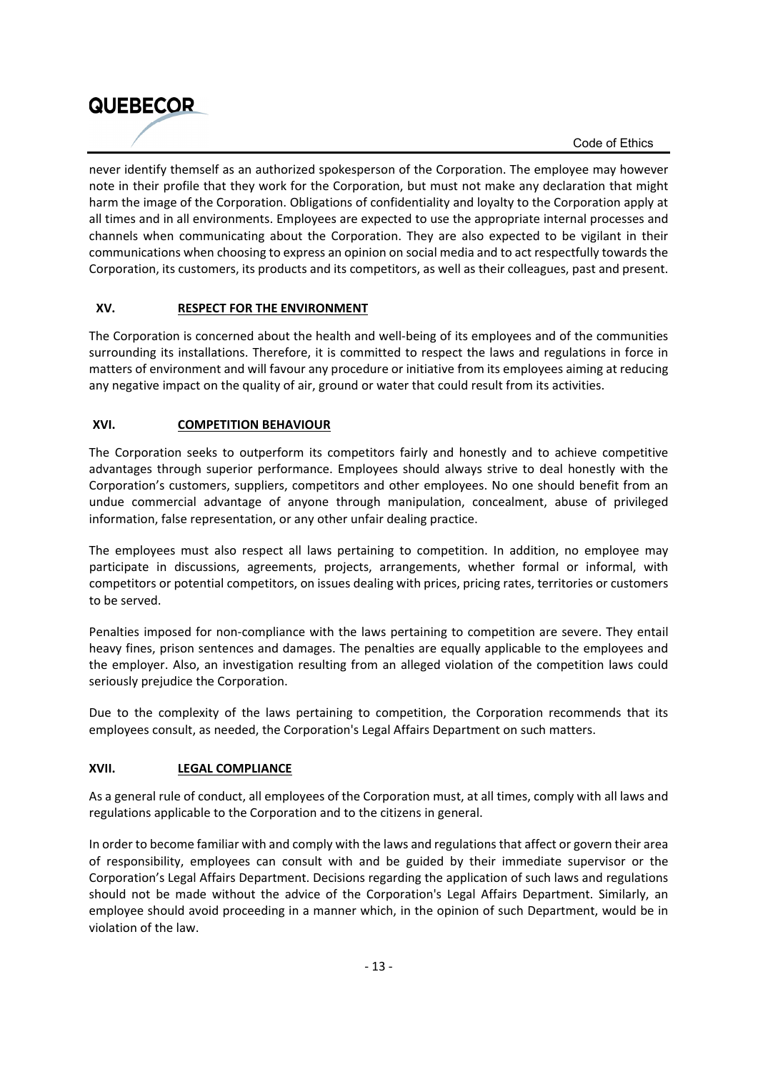never identify themself as an authorized spokesperson of the Corporation. The employee may however note in their profile that they work for the Corporation, but must not make any declaration that might harm the image of the Corporation. Obligations of confidentiality and loyalty to the Corporation apply at all times and in all environments. Employees are expected to use the appropriate internal processes and channels when communicating about the Corporation. They are also expected to be vigilant in their communications when choosing to express an opinion on social media and to act respectfully towards the Corporation, its customers, its products and its competitors, as well as their colleagues, past and present.

## XV. RESPECT FOR THE ENVIRONMENT

The Corporation is concerned about the health and well-being of its employees and of the communities surrounding its installations. Therefore, it is committed to respect the laws and regulations in force in matters of environment and will favour any procedure or initiative from its employees aiming at reducing any negative impact on the quality of air, ground or water that could result from its activities.

## XVI. COMPETITION BEHAVIOUR

The Corporation seeks to outperform its competitors fairly and honestly and to achieve competitive advantages through superior performance. Employees should always strive to deal honestly with the Corporation's customers, suppliers, competitors and other employees. No one should benefit from an undue commercial advantage of anyone through manipulation, concealment, abuse of privileged information, false representation, or any other unfair dealing practice.

The employees must also respect all laws pertaining to competition. In addition, no employee may participate in discussions, agreements, projects, arrangements, whether formal or informal, with competitors or potential competitors, on issues dealing with prices, pricing rates, territories or customers to be served.

Penalties imposed for non-compliance with the laws pertaining to competition are severe. They entail heavy fines, prison sentences and damages. The penalties are equally applicable to the employees and the employer. Also, an investigation resulting from an alleged violation of the competition laws could seriously prejudice the Corporation.

Due to the complexity of the laws pertaining to competition, the Corporation recommends that its employees consult, as needed, the Corporation's Legal Affairs Department on such matters.

## XVII. LEGAL COMPLIANCE

As a general rule of conduct, all employees of the Corporation must, at all times, comply with all laws and regulations applicable to the Corporation and to the citizens in general.

In order to become familiar with and comply with the laws and regulations that affect or govern their area of responsibility, employees can consult with and be guided by their immediate supervisor or the Corporation's Legal Affairs Department. Decisions regarding the application of such laws and regulations should not be made without the advice of the Corporation's Legal Affairs Department. Similarly, an employee should avoid proceeding in a manner which, in the opinion of such Department, would be in violation of the law.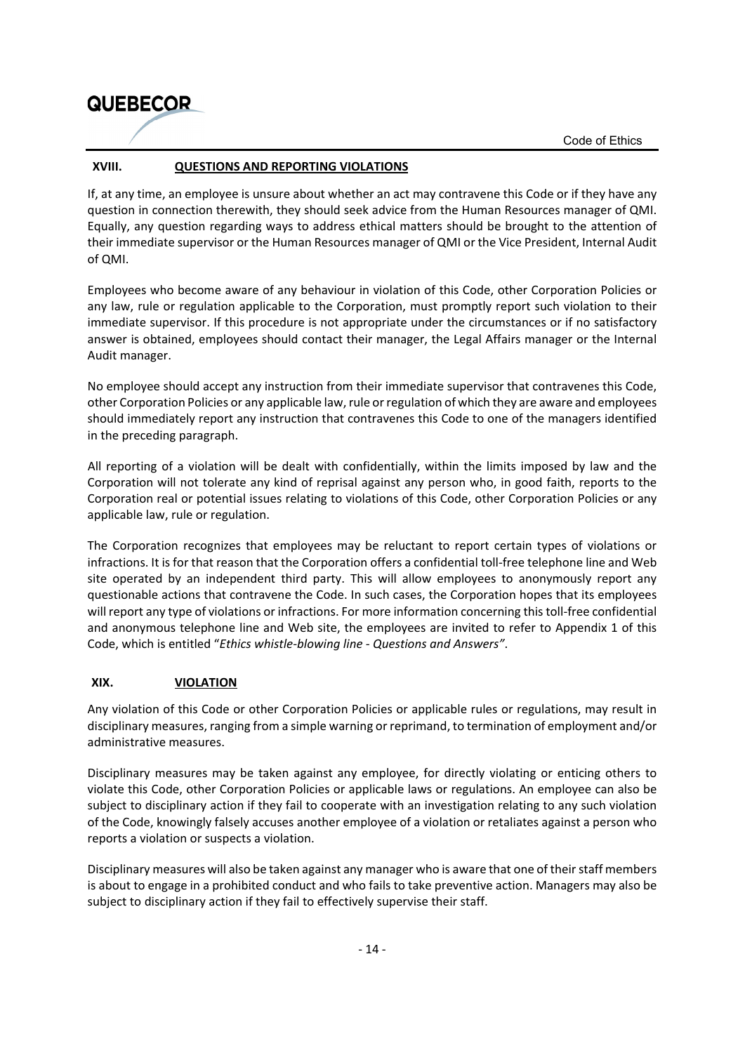## XVIII. QUESTIONS AND REPORTING VIOLATIONS

If, at any time, an employee is unsure about whether an act may contravene this Code or if they have any question in connection therewith, they should seek advice from the Human Resources manager of QMI. Equally, any question regarding ways to address ethical matters should be brought to the attention of their immediate supervisor or the Human Resources manager of QMI or the Vice President, Internal Audit of QMI.

Employees who become aware of any behaviour in violation of this Code, other Corporation Policies or any law, rule or regulation applicable to the Corporation, must promptly report such violation to their immediate supervisor. If this procedure is not appropriate under the circumstances or if no satisfactory answer is obtained, employees should contact their manager, the Legal Affairs manager or the Internal Audit manager.

No employee should accept any instruction from their immediate supervisor that contravenes this Code, other Corporation Policies or any applicable law, rule or regulation of which they are aware and employees should immediately report any instruction that contravenes this Code to one of the managers identified in the preceding paragraph.

All reporting of a violation will be dealt with confidentially, within the limits imposed by law and the Corporation will not tolerate any kind of reprisal against any person who, in good faith, reports to the Corporation real or potential issues relating to violations of this Code, other Corporation Policies or any applicable law, rule or regulation.

The Corporation recognizes that employees may be reluctant to report certain types of violations or infractions. It is for that reason that the Corporation offers a confidential toll-free telephone line and Web site operated by an independent third party. This will allow employees to anonymously report any questionable actions that contravene the Code. In such cases, the Corporation hopes that its employees will report any type of violations or infractions. For more information concerning this toll-free confidential and anonymous telephone line and Web site, the employees are invited to refer to Appendix 1 of this Code, which is entitled "*Ethics whistle-blowing line - Questions and Answers"*.

## XIX. VIOLATION

Any violation of this Code or other Corporation Policies or applicable rules or regulations, may result in disciplinary measures, ranging from a simple warning or reprimand, to termination of employment and/or administrative measures.

Disciplinary measures may be taken against any employee, for directly violating or enticing others to violate this Code, other Corporation Policies or applicable laws or regulations. An employee can also be subject to disciplinary action if they fail to cooperate with an investigation relating to any such violation of the Code, knowingly falsely accuses another employee of a violation or retaliates against a person who reports a violation or suspects a violation.

Disciplinary measures will also be taken against any manager who is aware that one of their staff members is about to engage in a prohibited conduct and who fails to take preventive action. Managers may also be subject to disciplinary action if they fail to effectively supervise their staff.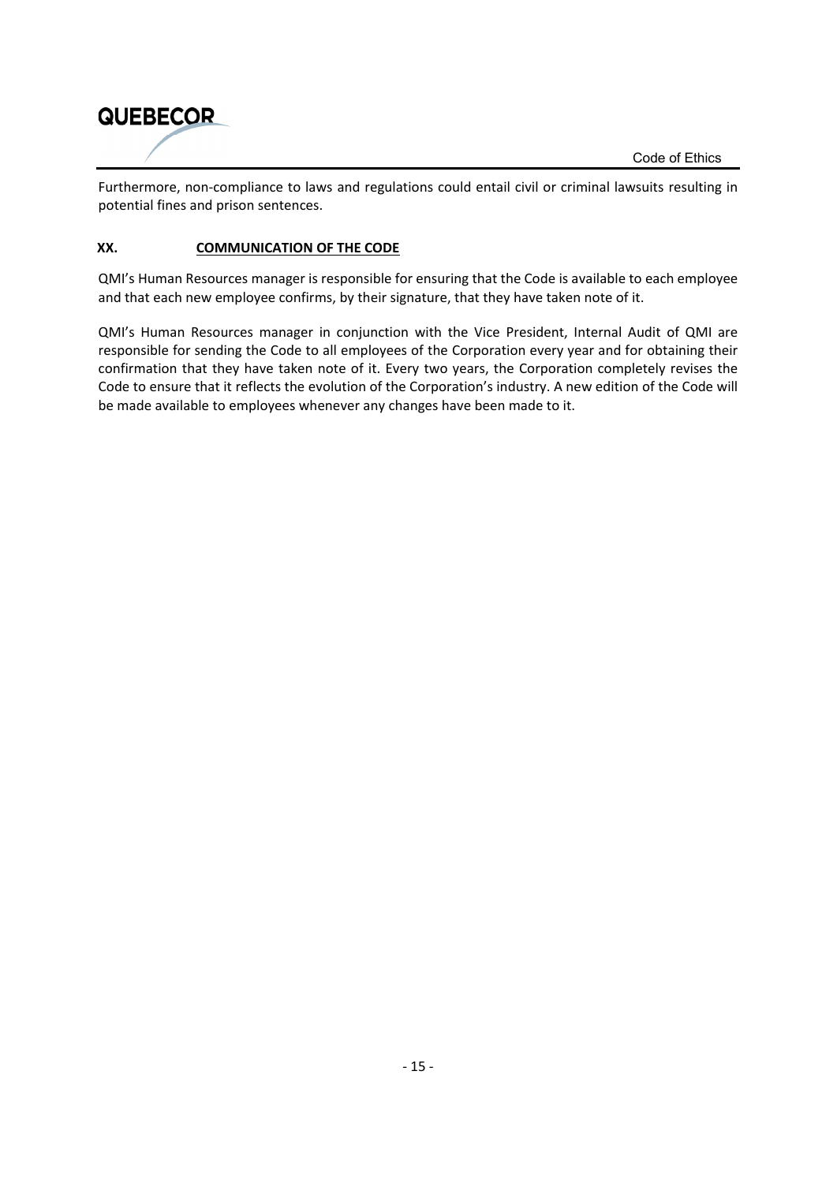Furthermore, non-compliance to laws and regulations could entail civil or criminal lawsuits resulting in potential fines and prison sentences.

## XX. COMMUNICATION OF THE CODE

QMI's Human Resources manager is responsible for ensuring that the Code is available to each employee and that each new employee confirms, by their signature, that they have taken note of it.

QMI's Human Resources manager in conjunction with the Vice President, Internal Audit of QMI are responsible for sending the Code to all employees of the Corporation every year and for obtaining their confirmation that they have taken note of it. Every two years, the Corporation completely revises the Code to ensure that it reflects the evolution of the Corporation's industry. A new edition of the Code will be made available to employees whenever any changes have been made to it.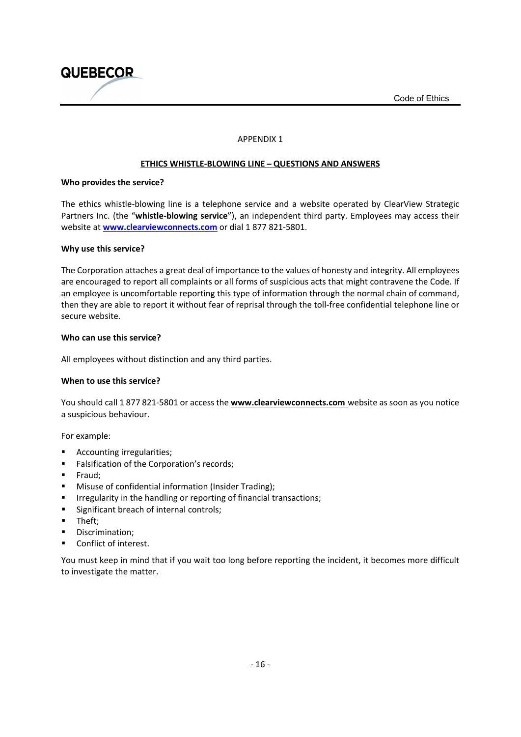APPENDIX 1

## ETHICS WHISTLE-BLOWING LINE – QUESTIONS AND ANSWERS

**Who provides the service?**

The ethics whistle-blowing line is a telephone service and a website operated by ClearView Strategic Partners Inc. (the "**whistle-blowing service**"), an independent third party. Employees may access their website at **www.clearviewconnects.com** or dial 1 877 821-5801.

**Why use this service?**

The Corporation attaches a great deal of importance to the values of honesty and integrity. All employees are encouraged to report all complaints or all forms of suspicious acts that might contravene the Code. If an employee is uncomfortable reporting this type of information through the normal chain of command, then they are able to report it without fear of reprisal through the toll-free confidential telephone line or secure website.

**Who can use this service?**

All employees without distinction and any third parties.

**When to use this service?**

You should call 1 877 821-5801 or access the **www.clearviewconnects.com** website as soon as you notice a suspicious behaviour.

For example:

- Accounting irregularities;
- Falsification of the Corporation's records;
- Fraud;
- Misuse of confidential information (Insider Trading);
- Irregularity in the handling or reporting of financial transactions;
- Significant breach of internal controls;
- Theft;
- Discrimination;
- Conflict of interest.

You must keep in mind that if you wait too long before reporting the incident, it becomes more difficult to investigate the matter.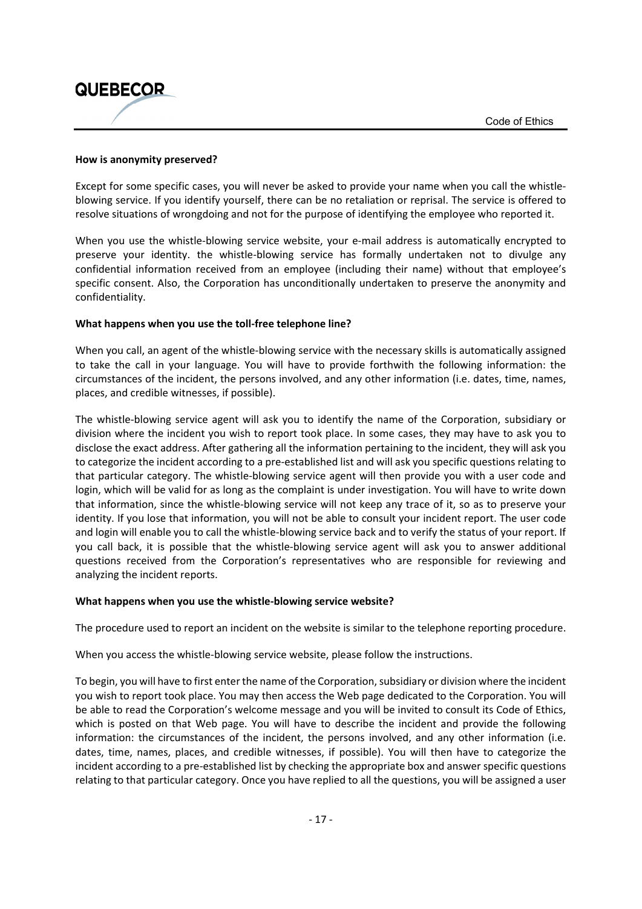**How is anonymity preserved?**

Except for some specific cases, you will never be asked to provide your name when you call the whistle-blowing service. If you identify yourself, there can be no retaliation or reprisal. The service is offered to resolve situations of wrongdoing and not for the purpose of identifying the employee who reported it.

When you use the whistle-blowing service website, your e-mail address is automatically encrypted to preserve your identity. the whistle-blowing service has formally undertaken not to divulge any confidential information received from an employee (including their name) without that employee's specific consent. Also, the Corporation has unconditionally undertaken to preserve the anonymity and confidentiality.

**What happens when you use the toll-free telephone line?**

When you call, an agent of the whistle-blowing service with the necessary skills is automatically assigned to take the call in your language. You will have to provide forthwith the following information: the circumstances of the incident, the persons involved, and any other information (i.e. dates, time, names, places, and credible witnesses, if possible).

The whistle-blowing service agent will ask you to identify the name of the Corporation, subsidiary or division where the incident you wish to report took place. In some cases, they may have to ask you to disclose the exact address. After gathering all the information pertaining to the incident, they will ask you to categorize the incident according to a pre-established list and will ask you specific questions relating to that particular category. The whistle-blowing service agent will then provide you with a user code and login, which will be valid for as long as the complaint is under investigation. You will have to write down that information, since the whistle-blowing service will not keep any trace of it, so as to preserve your identity. If you lose that information, you will not be able to consult your incident report. The user code and login will enable you to call the whistle-blowing service back and to verify the status of your report. If you call back, it is possible that the whistle-blowing service agent will ask you to answer additional questions received from the Corporation's representatives who are responsible for reviewing and analyzing the incident reports.

**What happens when you use the whistle-blowing service website?**

The procedure used to report an incident on the website is similar to the telephone reporting procedure.

When you access the whistle-blowing service website, please follow the instructions.

To begin, you will have to first enter the name of the Corporation, subsidiary or division where the incident you wish to report took place. You may then access the Web page dedicated to the Corporation. You will be able to read the Corporation's welcome message and you will be invited to consult its Code of Ethics, which is posted on that Web page. You will have to describe the incident and provide the following information: the circumstances of the incident, the persons involved, and any other information (i.e. dates, time, names, places, and credible witnesses, if possible). You will then have to categorize the incident according to a pre-established list by checking the appropriate box and answer specific questions relating to that particular category. Once you have replied to all the questions, you will be assigned a user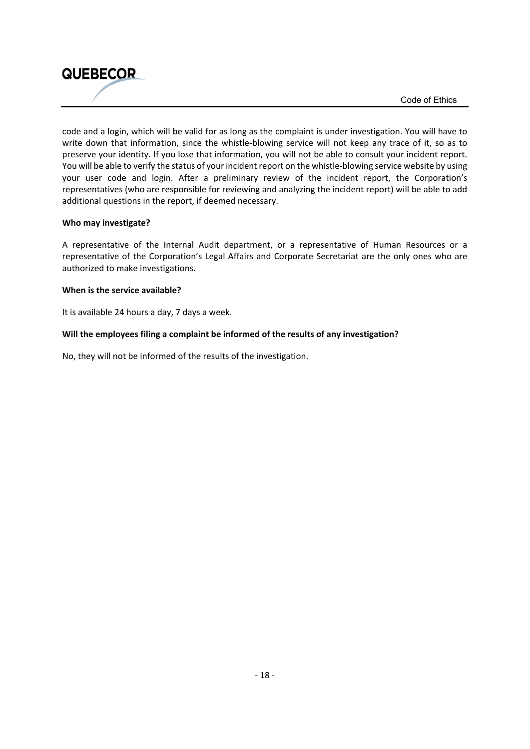code and a login, which will be valid for as long as the complaint is under investigation. You will have to write down that information, since the whistle-blowing service will not keep any trace of it, so as to preserve your identity. If you lose that information, you will not be able to consult your incident report. You will be able to verify the status of your incident report on the whistle-blowing service website by using your user code and login. After a preliminary review of the incident report, the Corporation's representatives (who are responsible for reviewing and analyzing the incident report) will be able to add additional questions in the report, if deemed necessary.

**Who may investigate?**

A representative of the Internal Audit department, or a representative of Human Resources or a representative of the Corporation's Legal Affairs and Corporate Secretariat are the only ones who are authorized to make investigations.

**When is the service available?**

It is available 24 hours a day, 7 days a week.

**Will the employees filing a complaint be informed of the results of any investigation?**

No, they will not be informed of the results of the investigation.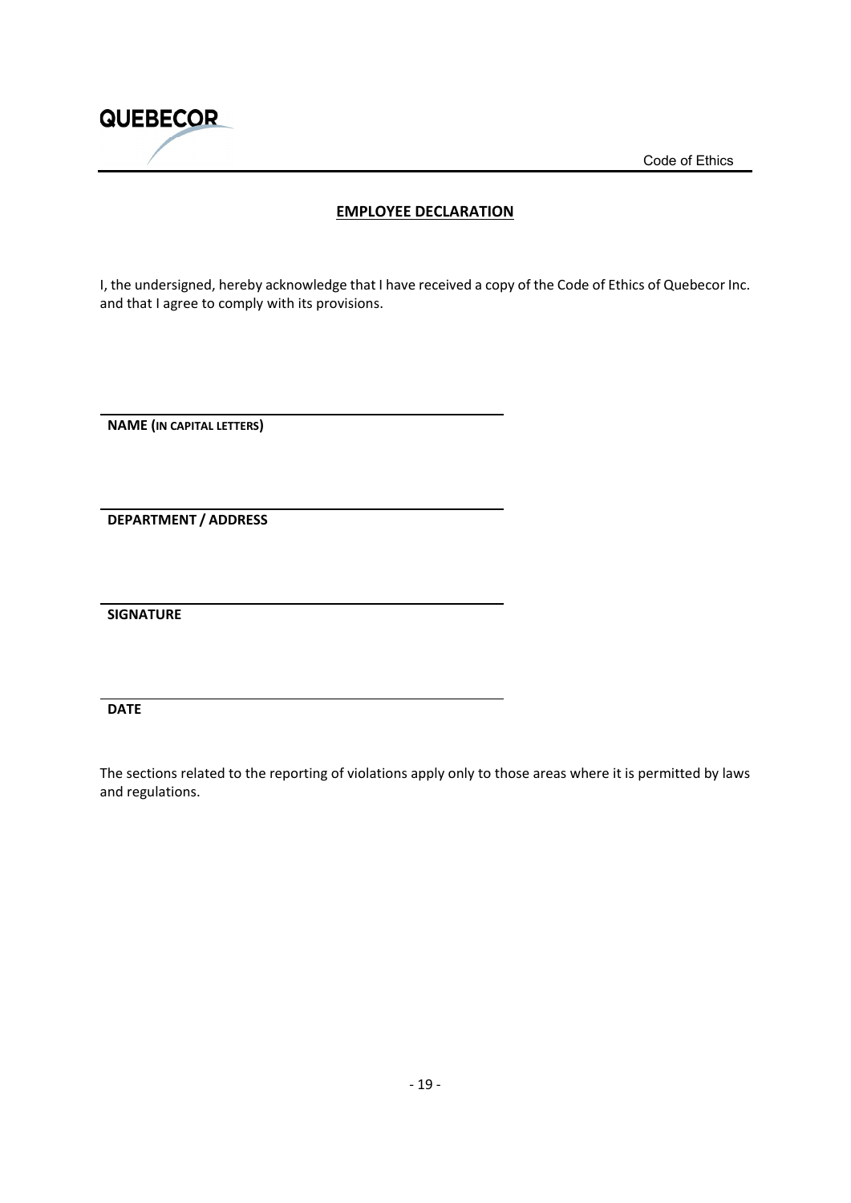## EMPLOYEE DECLARATION

I, the undersigned, hereby acknowledge that I have received a copy of the Code of Ethics of Quebecor Inc. and that I agree to comply with its provisions.

\_\_\_\_\_\_\_\_\_\_\_\_\_\_\_\_\_\_\_\_\_\_\_\_\_\_\_\_\_\_\_\_\_\_\_\_\_\_\_\_

**NAME (IN CAPITAL LETTERS)**

\_\_\_\_\_\_\_\_\_\_\_\_\_\_\_\_\_\_\_\_\_\_\_\_\_\_\_\_\_\_\_\_\_\_\_\_\_\_\_\_

**DEPARTMENT / ADDRESS**

\_\_\_\_\_\_\_\_\_\_\_\_\_\_\_\_\_\_\_\_\_\_\_\_\_\_\_\_\_\_\_\_\_\_\_\_\_\_\_\_

**SIGNATURE**

\_\_\_\_\_\_\_\_\_\_\_\_\_\_\_\_\_\_\_\_\_\_\_\_\_\_\_\_\_\_\_\_\_\_\_\_\_\_\_\_

**DATE**

The sections related to the reporting of violations apply only to those areas where it is permitted by laws and regulations.